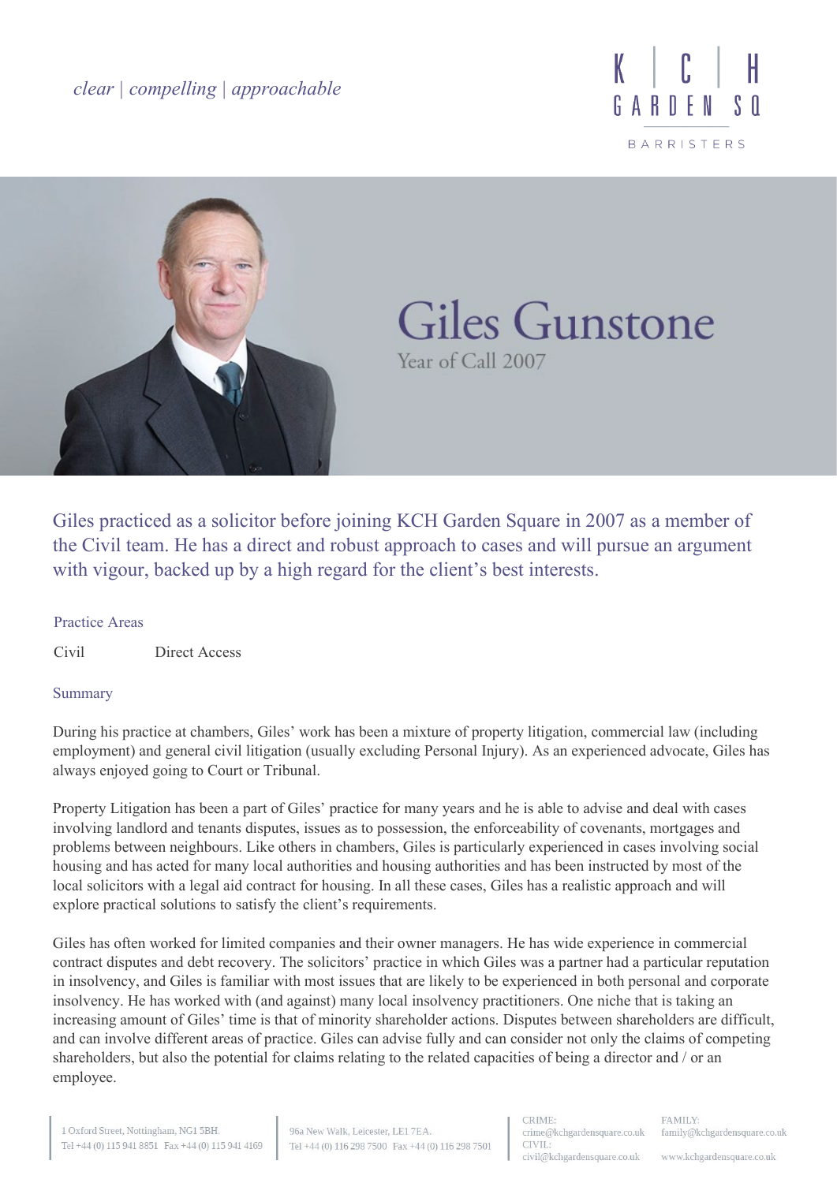*clear | compelling | approachable*

K | C | H
GARDEN SQ
BARRISTERS

# Giles Gunstone

Year of Call 2007

Giles practiced as a solicitor before joining KCH Garden Square in 2007 as a member of the Civil team. He has a direct and robust approach to cases and will pursue an argument with vigour, backed up by a high regard for the client's best interests.

## Practice Areas

Civil Direct Access

## Summary

During his practice at chambers, Giles' work has been a mixture of property litigation, commercial law (including employment) and general civil litigation (usually excluding Personal Injury). As an experienced advocate, Giles has always enjoyed going to Court or Tribunal.

Property Litigation has been a part of Giles' practice for many years and he is able to advise and deal with cases involving landlord and tenants disputes, issues as to possession, the enforceability of covenants, mortgages and problems between neighbours. Like others in chambers, Giles is particularly experienced in cases involving social housing and has acted for many local authorities and housing authorities and has been instructed by most of the local solicitors with a legal aid contract for housing. In all these cases, Giles has a realistic approach and will explore practical solutions to satisfy the client's requirements.

Giles has often worked for limited companies and their owner managers. He has wide experience in commercial contract disputes and debt recovery. The solicitors' practice in which Giles was a partner had a particular reputation in insolvency, and Giles is familiar with most issues that are likely to be experienced in both personal and corporate insolvency. He has worked with (and against) many local insolvency practitioners. One niche that is taking an increasing amount of Giles' time is that of minority shareholder actions. Disputes between shareholders are difficult, and can involve different areas of practice. Giles can advise fully and can consider not only the claims of competing shareholders, but also the potential for claims relating to the related capacities of being a director and / or an employee.

1 Oxford Street, Nottingham, NG1 5BH.
Tel +44 (0) 115 941 8851 Fax +44 (0) 115 941 4169

96a New Walk, Leicester, LE1 7EA.
Tel +44 (0) 116 298 7500 Fax +44 (0) 116 298 7501

CRIME: crime@kchgardensquare.co.uk
CIVIL: civil@kchgardensquare.co.uk
FAMILY: family@kchgardensquare.co.uk
www.kchgardensquare.co.uk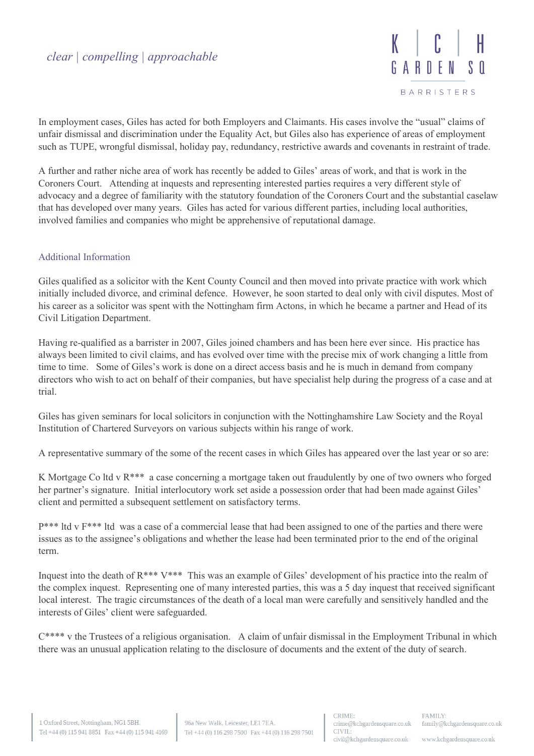In employment cases, Giles has acted for both Employers and Claimants. His cases involve the "usual" claims of unfair dismissal and discrimination under the Equality Act, but Giles also has experience of areas of employment such as TUPE, wrongful dismissal, holiday pay, redundancy, restrictive awards and covenants in restraint of trade.

A further and rather niche area of work has recently be added to Giles' areas of work, and that is work in the Coroners Court. Attending at inquests and representing interested parties requires a very different style of advocacy and a degree of familiarity with the statutory foundation of the Coroners Court and the substantial caselaw that has developed over many years. Giles has acted for various different parties, including local authorities, involved families and companies who might be apprehensive of reputational damage.

## Additional Information

Giles qualified as a solicitor with the Kent County Council and then moved into private practice with work which initially included divorce, and criminal defence. However, he soon started to deal only with civil disputes. Most of his career as a solicitor was spent with the Nottingham firm Actons, in which he became a partner and Head of its Civil Litigation Department.

Having re-qualified as a barrister in 2007, Giles joined chambers and has been here ever since. His practice has always been limited to civil claims, and has evolved over time with the precise mix of work changing a little from time to time. Some of Giles's work is done on a direct access basis and he is much in demand from company directors who wish to act on behalf of their companies, but have specialist help during the progress of a case and at trial.

Giles has given seminars for local solicitors in conjunction with the Nottinghamshire Law Society and the Royal Institution of Chartered Surveyors on various subjects within his range of work.

A representative summary of the some of the recent cases in which Giles has appeared over the last year or so are:

K Mortgage Co ltd v R*** a case concerning a mortgage taken out fraudulently by one of two owners who forged her partner's signature. Initial interlocutory work set aside a possession order that had been made against Giles' client and permitted a subsequent settlement on satisfactory terms.

P*** ltd v F*** ltd was a case of a commercial lease that had been assigned to one of the parties and there were issues as to the assignee's obligations and whether the lease had been terminated prior to the end of the original term.

Inquest into the death of R*** V*** This was an example of Giles' development of his practice into the realm of the complex inquest. Representing one of many interested parties, this was a 5 day inquest that received significant local interest. The tragic circumstances of the death of a local man were carefully and sensitively handled and the interests of Giles' client were safeguarded.

C**** v the Trustees of a religious organisation. A claim of unfair dismissal in the Employment Tribunal in which there was an unusual application relating to the disclosure of documents and the extent of the duty of search.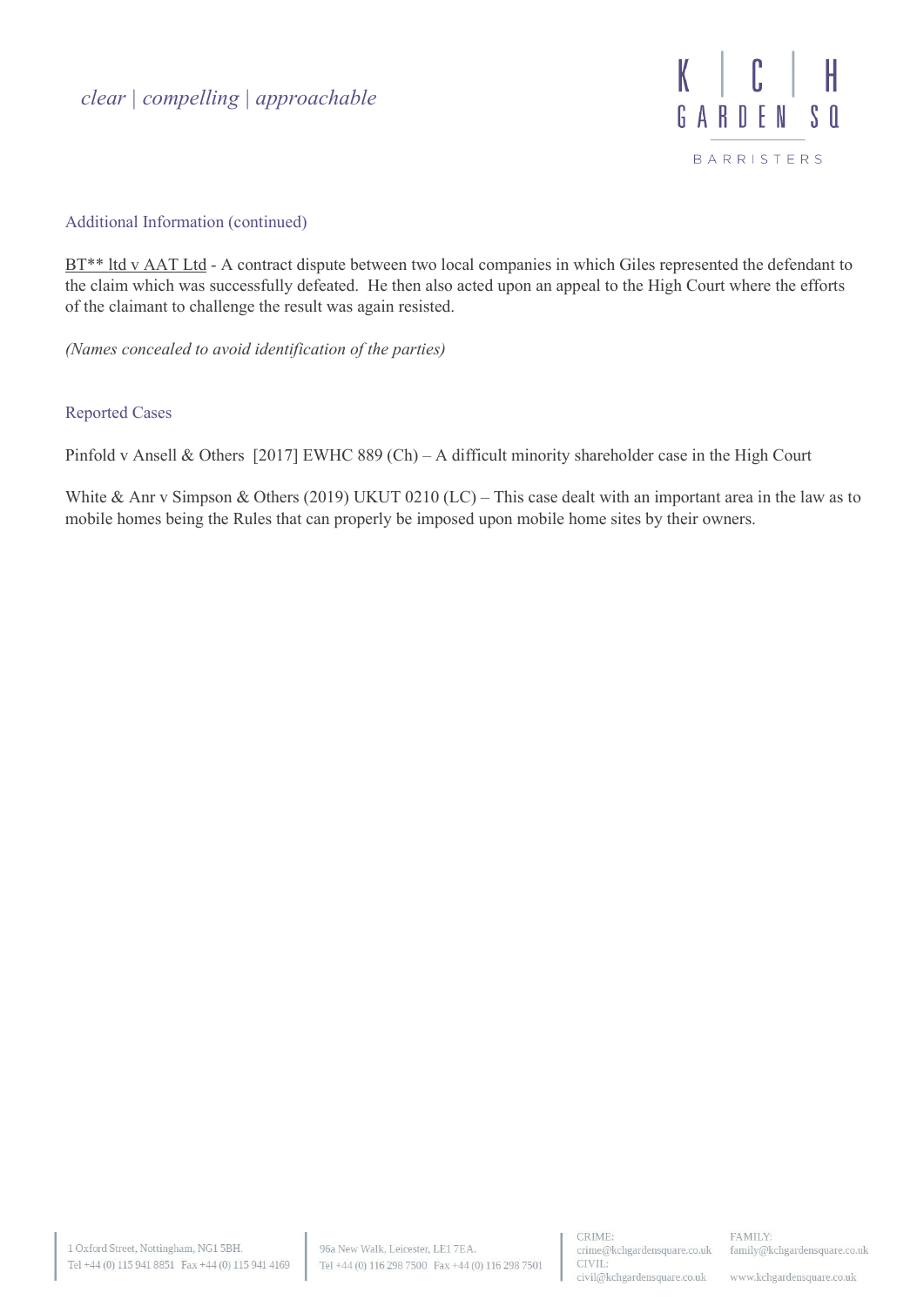## Additional Information (continued)

BT** ltd v AAT Ltd - A contract dispute between two local companies in which Giles represented the defendant to the claim which was successfully defeated. He then also acted upon an appeal to the High Court where the efforts of the claimant to challenge the result was again resisted.

*(Names concealed to avoid identification of the parties)*

## Reported Cases

Pinfold v Ansell & Others [2017] EWHC 889 (Ch) – A difficult minority shareholder case in the High Court

White & Anr v Simpson & Others (2019) UKUT 0210 (LC) – This case dealt with an important area in the law as to mobile homes being the Rules that can properly be imposed upon mobile home sites by their owners.